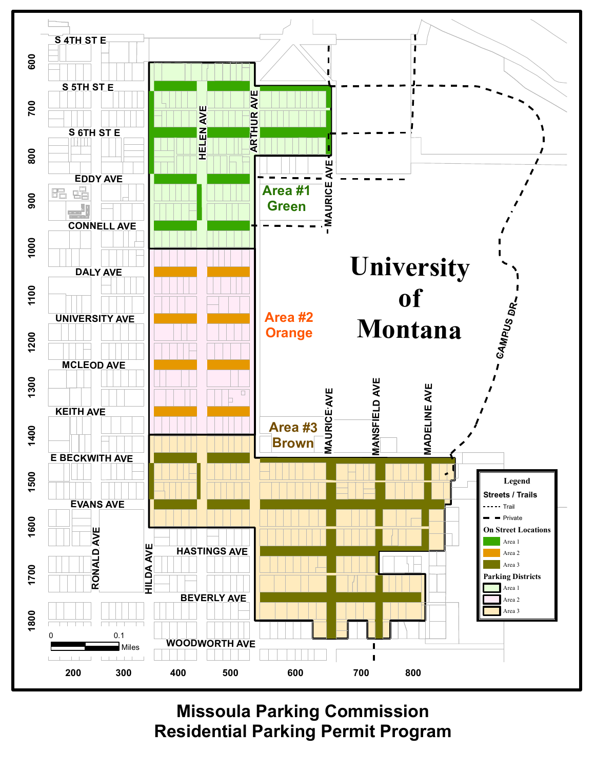# Missoula Parking Commission
# Residential Parking Permit Program

**Area #1 Green**

**Area #2 Orange**

**Area #3 Brown**

**University of Montana**

S 4TH ST E
S 5TH ST E
S 6TH ST E
EDDY AVE
CONNELL AVE
DALY AVE
UNIVERSITY AVE
MCLEOD AVE
KEITH AVE
E BECKWITH AVE
EVANS AVE
HASTINGS AVE
BEVERLY AVE
WOODWORTH AVE
HELEN AVE
ARTHUR AVE
MAURICE AVE
MANSFIELD AVE
MADELINE AVE
RONALD AVE
HILDA AVE
CAMPUS DR

600, 700, 800, 900, 1000, 1100, 1200, 1300, 1400, 1500, 1600, 1700, 1800

200, 300, 400, 500, 600, 700, 800

0 — 0.1 Miles

**Legend**

**Streets / Trails**
- Trail
- Private

**On Street Locations**
- Area 1
- Area 2
- Area 3

**Parking Districts**
- Area 1
- Area 2
- Area 3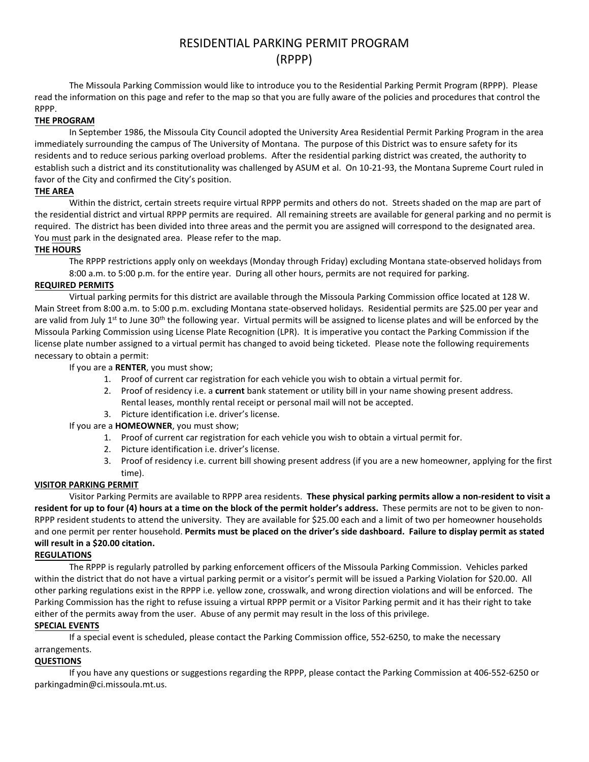# RESIDENTIAL PARKING PERMIT PROGRAM (RPPP)

The Missoula Parking Commission would like to introduce you to the Residential Parking Permit Program (RPPP). Please read the information on this page and refer to the map so that you are fully aware of the policies and procedures that control the RPPP.

## THE PROGRAM

In September 1986, the Missoula City Council adopted the University Area Residential Permit Parking Program in the area immediately surrounding the campus of The University of Montana. The purpose of this District was to ensure safety for its residents and to reduce serious parking overload problems. After the residential parking district was created, the authority to establish such a district and its constitutionality was challenged by ASUM et al. On 10-21-93, the Montana Supreme Court ruled in favor of the City and confirmed the City's position.

## THE AREA

Within the district, certain streets require virtual RPPP permits and others do not. Streets shaded on the map are part of the residential district and virtual RPPP permits are required. All remaining streets are available for general parking and no permit is required. The district has been divided into three areas and the permit you are assigned will correspond to the designated area. You <u>must</u> park in the designated area. Please refer to the map.

## THE HOURS

The RPPP restrictions apply only on weekdays (Monday through Friday) excluding Montana state-observed holidays from 8:00 a.m. to 5:00 p.m. for the entire year. During all other hours, permits are not required for parking.

## REQUIRED PERMITS

Virtual parking permits for this district are available through the Missoula Parking Commission office located at 128 W. Main Street from 8:00 a.m. to 5:00 p.m. excluding Montana state-observed holidays. Residential permits are $25.00 per year and are valid from July 1st to June 30th the following year. Virtual permits will be assigned to license plates and will be enforced by the Missoula Parking Commission using License Plate Recognition (LPR). It is imperative you contact the Parking Commission if the license plate number assigned to a virtual permit has changed to avoid being ticketed. Please note the following requirements necessary to obtain a permit:

If you are a **RENTER**, you must show;

1. Proof of current car registration for each vehicle you wish to obtain a virtual permit for.
2. Proof of residency i.e. a **current** bank statement or utility bill in your name showing present address. Rental leases, monthly rental receipt or personal mail will not be accepted.
3. Picture identification i.e. driver's license.

If you are a **HOMEOWNER**, you must show;

1. Proof of current car registration for each vehicle you wish to obtain a virtual permit for.
2. Picture identification i.e. driver's license.
3. Proof of residency i.e. current bill showing present address (if you are a new homeowner, applying for the first time).

## VISITOR PARKING PERMIT

Visitor Parking Permits are available to RPPP area residents. **These physical parking permits allow a non-resident to visit a resident for up to four (4) hours at a time on the block of the permit holder's address.** These permits are not to be given to non-RPPP resident students to attend the university. They are available for $25.00 each and a limit of two per homeowner households and one permit per renter household. **Permits must be placed on the driver's side dashboard. Failure to display permit as stated will result in a $20.00 citation.**

## REGULATIONS

The RPPP is regularly patrolled by parking enforcement officers of the Missoula Parking Commission. Vehicles parked within the district that do not have a virtual parking permit or a visitor's permit will be issued a Parking Violation for $20.00. All other parking regulations exist in the RPPP i.e. yellow zone, crosswalk, and wrong direction violations and will be enforced. The Parking Commission has the right to refuse issuing a virtual RPPP permit or a Visitor Parking permit and it has their right to take either of the permits away from the user. Abuse of any permit may result in the loss of this privilege.

## SPECIAL EVENTS

If a special event is scheduled, please contact the Parking Commission office, 552-6250, to make the necessary arrangements.

## QUESTIONS

If you have any questions or suggestions regarding the RPPP, please contact the Parking Commission at 406-552-6250 or parkingadmin@ci.missoula.mt.us.